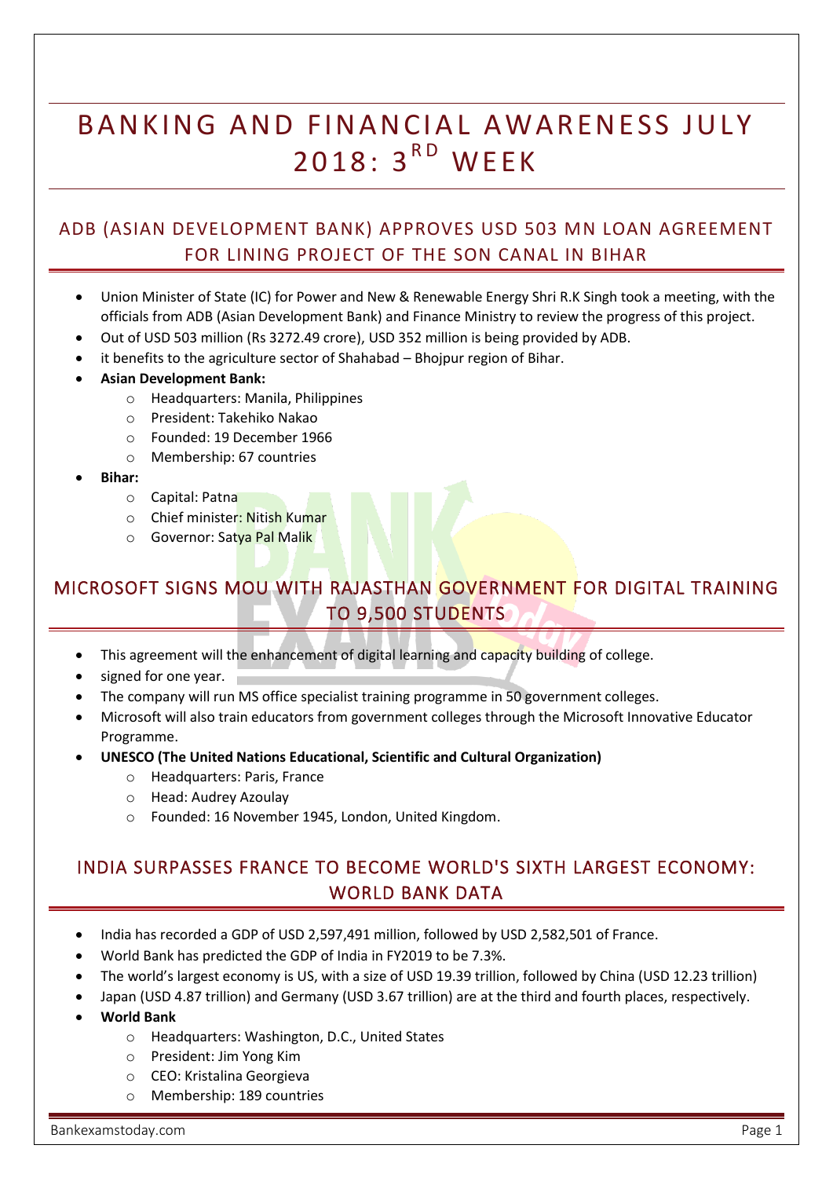# BANKING AND FINANCIAL AWARENESS JULY 2018: 3RD WEEK

## ADB (ASIAN DEVELOPMENT BANK) APPROVES USD 503 MN LOAN AGREEMENT FOR LINING PROJECT OF THE SON CANAL IN BIHAR

- Union Minister of State (IC) for Power and New & Renewable Energy Shri R.K Singh took a meeting, with the officials from ADB (Asian Development Bank) and Finance Ministry to review the progress of this project.
- Out of USD 503 million (Rs 3272.49 crore), USD 352 million is being provided by ADB.
- it benefits to the agriculture sector of Shahabad – Bhojpur region of Bihar.
- **Asian Development Bank:**
    - Headquarters: Manila, Philippines
    - President: Takehiko Nakao
    - Founded: 19 December 1966
    - Membership: 67 countries
- **Bihar:**
    - Capital: Patna
    - Chief minister: Nitish Kumar
    - Governor: Satya Pal Malik

## MICROSOFT SIGNS MOU WITH RAJASTHAN GOVERNMENT FOR DIGITAL TRAINING TO 9,500 STUDENTS

- This agreement will the enhancement of digital learning and capacity building of college.
- signed for one year.
- The company will run MS office specialist training programme in 50 government colleges.
- Microsoft will also train educators from government colleges through the Microsoft Innovative Educator Programme.
- **UNESCO (The United Nations Educational, Scientific and Cultural Organization)**
    - Headquarters: Paris, France
    - Head: Audrey Azoulay
    - Founded: 16 November 1945, London, United Kingdom.

## INDIA SURPASSES FRANCE TO BECOME WORLD'S SIXTH LARGEST ECONOMY: WORLD BANK DATA

- India has recorded a GDP of USD 2,597,491 million, followed by USD 2,582,501 of France.
- World Bank has predicted the GDP of India in FY2019 to be 7.3%.
- The world's largest economy is US, with a size of USD 19.39 trillion, followed by China (USD 12.23 trillion)
- Japan (USD 4.87 trillion) and Germany (USD 3.67 trillion) are at the third and fourth places, respectively.
- **World Bank**
    - Headquarters: Washington, D.C., United States
    - President: Jim Yong Kim
    - CEO: Kristalina Georgieva
    - Membership: 189 countries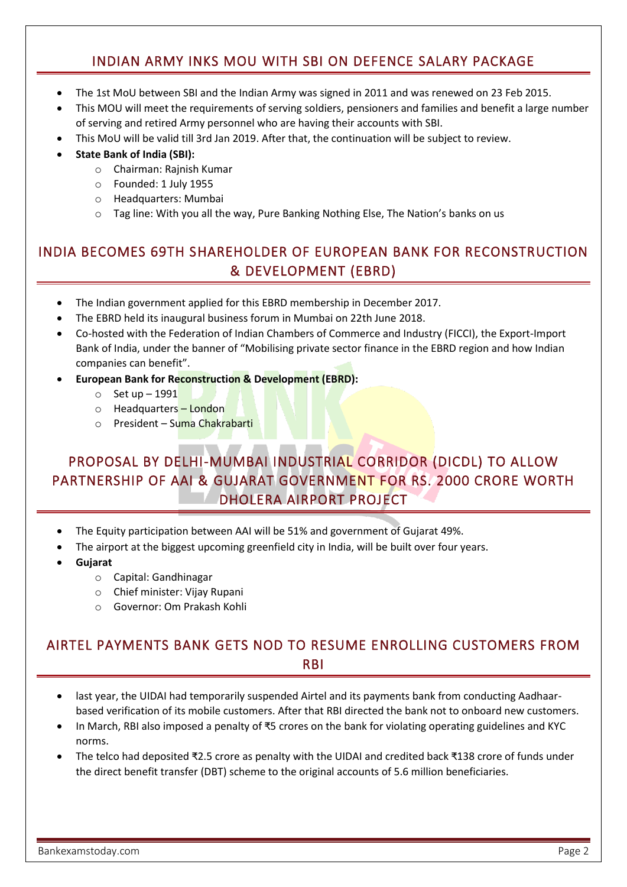## INDIAN ARMY INKS MOU WITH SBI ON DEFENCE SALARY PACKAGE

- The 1st MoU between SBI and the Indian Army was signed in 2011 and was renewed on 23 Feb 2015.
- This MOU will meet the requirements of serving soldiers, pensioners and families and benefit a large number of serving and retired Army personnel who are having their accounts with SBI.
- This MoU will be valid till 3rd Jan 2019. After that, the continuation will be subject to review.
- **State Bank of India (SBI):**
  - Chairman: Rajnish Kumar
  - Founded: 1 July 1955
  - Headquarters: Mumbai
  - Tag line: With you all the way, Pure Banking Nothing Else, The Nation's banks on us

## INDIA BECOMES 69TH SHAREHOLDER OF EUROPEAN BANK FOR RECONSTRUCTION & DEVELOPMENT (EBRD)

- The Indian government applied for this EBRD membership in December 2017.
- The EBRD held its inaugural business forum in Mumbai on 22th June 2018.
- Co-hosted with the Federation of Indian Chambers of Commerce and Industry (FICCI), the Export-Import Bank of India, under the banner of "Mobilising private sector finance in the EBRD region and how Indian companies can benefit".
- **European Bank for Reconstruction & Development (EBRD):**
  - Set up – 1991
  - Headquarters – London
  - President – Suma Chakrabarti

## PROPOSAL BY DELHI-MUMBAI INDUSTRIAL CORRIDOR (DICDL) TO ALLOW PARTNERSHIP OF AAI & GUJARAT GOVERNMENT FOR RS. 2000 CRORE WORTH DHOLERA AIRPORT PROJECT

- The Equity participation between AAI will be 51% and government of Gujarat 49%.
- The airport at the biggest upcoming greenfield city in India, will be built over four years.
- **Gujarat**
  - Capital: Gandhinagar
  - Chief minister: Vijay Rupani
  - Governor: Om Prakash Kohli

## AIRTEL PAYMENTS BANK GETS NOD TO RESUME ENROLLING CUSTOMERS FROM RBI

- last year, the UIDAI had temporarily suspended Airtel and its payments bank from conducting Aadhaar-based verification of its mobile customers. After that RBI directed the bank not to onboard new customers.
- In March, RBI also imposed a penalty of ₹5 crores on the bank for violating operating guidelines and KYC norms.
- The telco had deposited ₹2.5 crore as penalty with the UIDAI and credited back ₹138 crore of funds under the direct benefit transfer (DBT) scheme to the original accounts of 5.6 million beneficiaries.